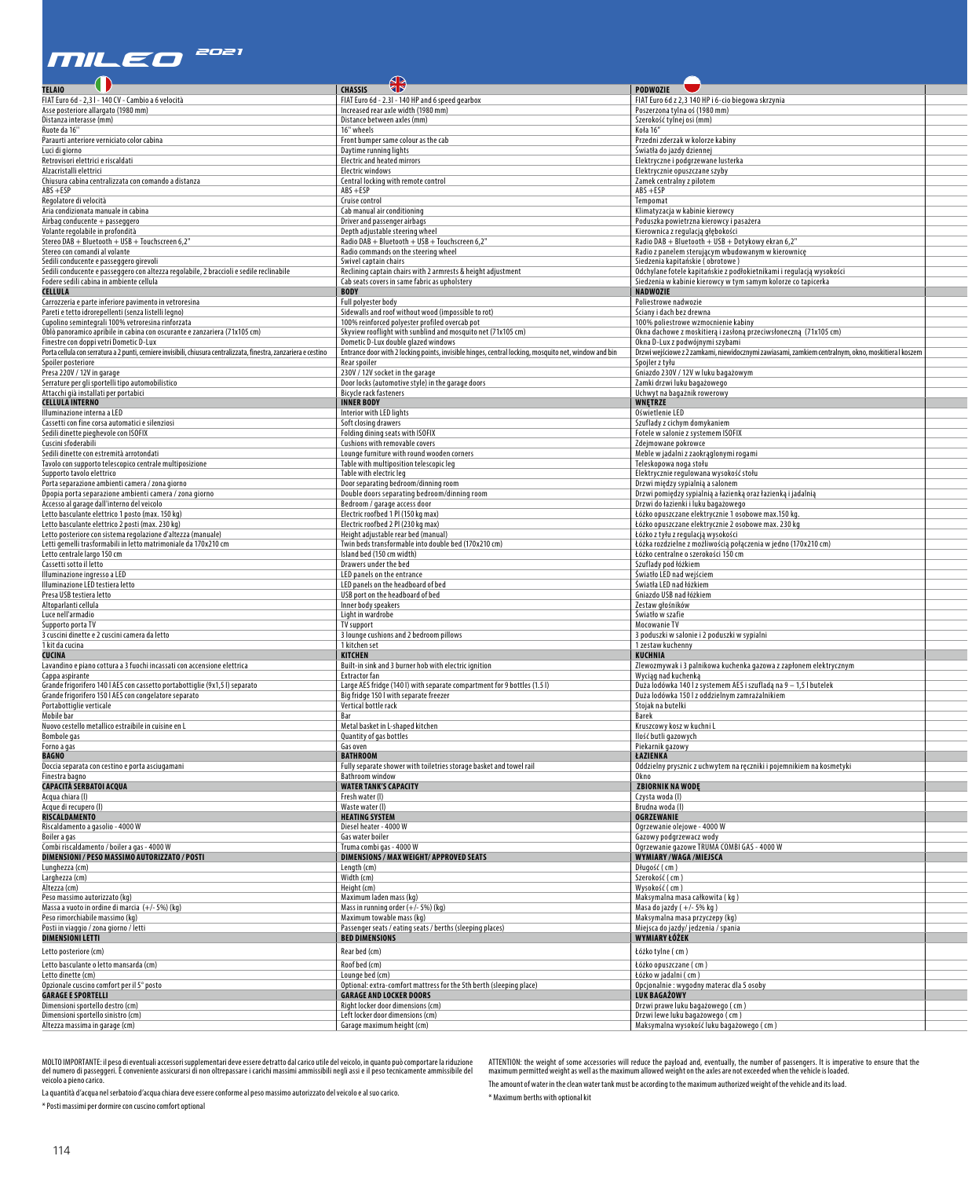# MILEO 2021

| TELAIO | CHASSIS | PODWOZIE | |
|---|---|---|---|
| FIAT Euro 6d - 2,3 l - 140 CV - Cambio a 6 velocità | FIAT Euro 6d - 2.3l - 140 HP and 6 speed gearbox | FIAT Euro 6d z 2,3 140 HP i 6-cio biegowa skrzynia | |
| Asse posteriore allargato (1980 mm) | Increased rear axle width (1980 mm) | Poszerzona tylna oś (1980 mm) | |
| Distanza interasse (mm) | Distance between axles (mm) | Szerokość tylnej osi (mm) | |
| Ruote da 16" | 16" wheels | Koła 16" | |
| Paraurti anteriore verniciato color cabina | Front bumper same colour as the cab | Przedni zderzak w kolorze kabiny | |
| Luci di giorno | Daytime running lights | Światła do jazdy dziennej | |
| Retrovisori elettrici e riscaldati | Electric and heated mirrors | Elektryczne i podgrzewane lusterka | |
| Alzacristalli elettrici | Electric windows | Elektrycznie opuszczane szyby | |
| Chiusura cabina centralizzata con comando a distanza | Central locking with remote control | Zamek centralny z pilotem | |
| ABS +ESP | ABS +ESP | ABS +ESP | |
| Regolatore di velocità | Cruise control | Tempomat | |
| Aria condizionata manuale in cabina | Cab manual air conditioning | Klimatyzacja w kabinie kierowcy | |
| Airbag conducente + passeggero | Driver and passenger airbags | Poduszka powietrzna kierowcy i pasażera | |
| Volante regolabile in profondità | Depth adjustable steering wheel | Kierownica z regulacją głębokości | |
| Stereo DAB + Bluetooth + USB + Touchscreen 6,2" | Radio DAB + Bluetooth + USB + Touchscreen 6,2" | Radio DAB + Bluetooth + USB + Dotykowy ekran 6,2" | |
| Stereo con comandi al volante | Radio commands on the steering wheel | Radio z panelem sterującym wbudowanym w kierownicę | |
| Sedili conducente e passeggero girevoli | Swivel captain chairs | Siedzenia kapitańskie ( obrotowe ) | |
| Sedili conducente e passeggero con altezza regolabile, 2 braccioli e sedile reclinabile | Reclining captain chairs with 2 armrests & height adjustment | Odchylane fotele kapitańskie z podłokietnikami i regulacją wysokości | |
| Fodere sedili cabina in ambiente cellula | Cab seats covers in same fabric as upholstery | Siedzenia w kabinie kierowcy w tym samym kolorze co tapicerka | |
| **CELLULA** | **BODY** | **NADWOZIE** | |
| Carrozzeria e parte inferiore pavimento in vetroresina | Full polyester body | Poliestrowe nadwozie | |
| Pareti e tetto idrorepellenti (senza listelli legno) | Sidewalls and roof without wood (impossible to rot) | Ściany i dach bez drewna | |
| Cupolino semintegrali 100% vetroresina rinforzata | 100% reinforced polyester profiled overcab pot | 100% poliestrowe wzmocnienie kabiny | |
| Oblò panoramico apribile in cabina con oscurante e zanzariera (71x105 cm) | Skyview rooflight with sunblind and mosquito net (71x105 cm) | Okna dachowe z moskitierą i zasłoną przeciwsłoneczną (71x105 cm) | |
| Finestre con doppi vetri Dometic D-Lux | Dometic D-Lux double glazed windows | Okna D-Lux z podwójnymi szybami | |
| Porta cellula con serratura a 2 punti, cerniere invisibili, chiusura centralizzata, finestra, zanzariera e cestino | Entrance door with 2 locking points, invisible hinges, central locking, mosquito net, window and bin | Drzwi wejściowe z 2 zamkami, niewidocznymi zawiasami, zamkiem centralnym, okno, moskitiera i koszem | |
| Spoiler posteriore | Rear spoiler | Spojler z tyłu | |
| Presa 220V / 12V in garage | 230V / 12V socket in the garage | Gniazdo 230V / 12V w luku bagażowym | |
| Serrature per gli sportelli tipo automobilistico | Door locks (automotive style) in the garage doors | Zamki drzwi luku bagażowego | |
| Attacchi già installati per portabici | Bicycle rack fasteners | Uchwyt na bagażnik rowerowy | |
| **CELLULA INTERNO** | **INNER BODY** | **WNĘTRZE** | |
| Illuminazione interna a LED | Interior with LED lights | Oświetlenie LED | |
| Cassetti con fine corsa automatici e silenziosi | Soft closing drawers | Szuflady z cichym domykaniem | |
| Sedili dinette pieghevole con ISOFIX | Folding dining seats with ISOFIX | Fotele w salonie z systemem ISOFIX | |
| Cuscini sfoderabili | Cushions with removable covers | Zdejmowane pokrowce | |
| Sedili dinette con estremità arrotondati | Lounge furniture with round wooden corners | Meble w jadalni z zaokrąglonymi rogami | |
| Tavolo con supporto telescopico centrale multiposizione | Table with multiposition telescopic leg | Teleskopowa noga stołu | |
| Supporto tavolo elettrico | Table with electric leg | Elektrycznie regulowana wysokość stołu | |
| Porta separazione ambienti camera / zona giorno | Door separating bedroom/dinning room | Drzwi między sypialnią a salonem | |
| Dopia porta separazione ambienti camera / zona giorno | Double doors separating bedroom/dinning room | Drzwi pomiędzy sypialnią a łazienką oraz łazienką i jadalnią | |
| Accesso al garage dall'interno del veicolo | Bedroom / garage access door | Drzwi do łazienki i luku bagażowego | |
| Letto basculante elettrico 1 posto (max. 150 kg) | Electric roofbed 1 Pl (150 kg max) | Łóżko opuszczane elektrycznie 1 osobowe max.150 kg. | |
| Letto basculante elettrico 2 posti (max. 230 kg) | Electric roofbed 2 Pl (230 kg max) | Łóżko opuszczane elektrycznie 2 osobowe max. 230 kg | |
| Letto posteriore con sistema regolazione d'altezza (manuale) | Height adjustable rear bed (manual) | Łóżko z tyłu z regulacją wysokości | |
| Letti gemelli trasformabili in letto matrimoniale da 170x210 cm | Twin beds transformable into double bed (170x210 cm) | Łóżka rozdzielne z możliwością połączenia w jedno (170x210 cm) | |
| Letto centrale largo 150 cm | Island bed (150 cm width) | Łóżko centralne o szerokości 150 cm | |
| Cassetti sotto il letto | Drawers under the bed | Szuflady pod łóżkiem | |
| Illuminazione ingresso a LED | LED panels on the entrance | Światło LED nad wejściem | |
| Illuminazione LED testiera letto | LED panels on the headboard of bed | Światła LED nad łóżkiem | |
| Presa USB testiera letto | USB port on the headboard of bed | Gniazdo USB nad łóżkiem | |
| Altoparlanti cellula | Inner body speakers | Zestaw głośników | |
| Luce nell'armadio | Light in wardrobe | Światło w szafie | |
| Supporto porta TV | TV support | Mocowanie TV | |
| 3 cuscini dinette e 2 cuscini camera da letto | 3 lounge cushions and 2 bedroom pillows | 3 poduszki w salonie i 2 poduszki w sypialni | |
| 1 kit da cucina | 1 kitchen set | 1 zestaw kuchenny | |
| **CUCINA** | **KITCHEN** | **KUCHNIA** | |
| Lavandino e piano cottura a 3 fuochi incassati con accensione elettrica | Built-in sink and 3 burner hob with electric ignition | Zlewozmywak i 3 palnikowa kuchenka gazowa z zapłonem elektrycznym | |
| Cappa aspirante | Extractor fan | Wyciąg nad kuchenką | |
| Grande frigorifero 140 l AES con cassetto portabottiglie (9x1,5 l) separato | Large AES fridge (140 l) with separate compartment for 9 bottles (1.5 l) | Duża lodówka 140 l z systemem AES i szufladą na 9 – 1,5 l butelek | |
| Grande frigorifero 150 l AES con congelatore separato | Big fridge 150 l with separate freezer | Duża lodówka 150 l z oddzielnym zamrażalnikiem | |
| Portabottiglie verticale | Vertical bottle rack | Stojak na butelki | |
| Mobile bar | Bar | Barek | |
| Nuovo cestello metallico estraibile in cuisine en L | Metal basket in L-shaped kitchen | Kruszcowy kosz w kuchni L | |
| Bombole gas | Quantity of gas bottles | Ilość butli gazowych | |
| Forno a gas | Gas oven | Piekarnik gazowy | |
| **BAGNO** | **BATHROOM** | **ŁAZIENKA** | |
| Doccia separata con cestino e porta asciugamani | Fully separate shower with toiletries storage basket and towel rail | Oddzielny prysznic z uchwytem na ręczniki i pojemnikiem na kosmetyki | |
| Finestra bagno | Bathroom window | Okno | |
| **CAPACITÀ SERBATOI ACQUA** | **WATER TANK'S CAPACITY** | **ZBIORNIK NA WODĘ** | |
| Acqua chiara (l) | Fresh water (l) | Czysta woda (l) | |
| Acque di recupero (l) | Waste water (l) | Brudna woda (l) | |
| **RISCALDAMENTO** | **HEATING SYSTEM** | **OGRZEWANIE** | |
| Riscaldamento a gasolio - 4000 W | Diesel heater - 4000 W | Ogrzewanie olejowe - 4000 W | |
| Boiler a gas | Gas water boiler | Gazowy podgrzewacz wody | |
| Combi riscaldamento / boiler a gas - 4000 W | Truma combi gas - 4000 W | Ogrzewanie gazowe TRUMA COMBI GAS - 4000 W | |
| **DIMENSIONI / PESO MASSIMO AUTORIZZATO / POSTI** | **DIMENSIONS / MAX WEIGHT/ APPROVED SEATS** | **WYMIARY /WAGA /MIEJSCA** | |
| Lunghezza (cm) | Length (cm) | Długość ( cm ) | |
| Larghezza (cm) | Width (cm) | Szerokość ( cm ) | |
| Altezza (cm) | Height (cm) | Wysokość ( cm ) | |
| Peso massimo autorizzato (kg) | Maximum laden mass (kg) | Maksymalna masa całkowita ( kg ) | |
| Massa a vuoto in ordine di marcia (+/- 5%) (kg) | Mass in running order (+/- 5%) (kg) | Masa do jazdy ( +/- 5% kg ) | |
| Peso rimorchiabile massimo (kg) | Maximum towable mass (kg) | Maksymalna masa przyczepy (kg) | |
| Posti in viaggio / zona giorno / letti | Passenger seats / eating seats / berths (sleeping places) | Miejsca do jazdy/ jedzenia / spania | |
| **DIMENSIONI LETTI** | **BED DIMENSIONS** | **WYMIARY ŁÓŻEK** | |
| Letto posteriore (cm) | Rear bed (cm) | Łóżko tylne ( cm ) | |
| Letto basculante o letto mansarda (cm) | Roof bed (cm) | Łóżko opuszczane ( cm ) | |
| Letto dinette (cm) | Lounge bed (cm) | Łóżko w jadalni ( cm ) | |
| Opzionale cuscino comfort per il 5° posto | Optional: extra-comfort mattress for the 5th berth (sleeping place) | Opcjonalnie : wygodny materac dla 5 osoby | |
| **GARAGE E SPORTELLI** | **GARAGE AND LOCKER DOORS** | **LUK BAGAŻOWY** | |
| Dimensioni sportello destro (cm) | Right locker door dimensions (cm) | Drzwi prawe luku bagażowego ( cm ) | |
| Dimensioni sportello sinistro (cm) | Left locker door dimensions (cm) | Drzwi lewe luku bagażowego ( cm ) | |
| Altezza massima in garage (cm) | Garage maximum height (cm) | Maksymalna wysokość luku bagażowego ( cm ) | |

MOLTO IMPORTANTE: il peso di eventuali accessori supplementari deve essere detratto dal carico utile del veicolo, in quanto può comportare la riduzione del numero di passeggeri. È conveniente assicurarsi di non oltrepassare i carichi massimi ammissibili negli assi e il peso tecnicamente ammissibile del veicolo a pieno carico.

La quantità d'acqua nel serbatoio d'acqua chiara deve essere conforme al peso massimo autorizzato del veicolo e al suo carico.

\* Posti massimi per dormire con cuscino comfort optional

ATTENTION: the weight of some accessories will reduce the payload and, eventually, the number of passengers. It is imperative to ensure that the maximum permitted weight as well as the maximum allowed weight on the axles are not exceeded when the vehicle is loaded.

The amount of water in the clean water tank must be according to the maximum authorized weight of the vehicle and its load.

\* Maximum berths with optional kit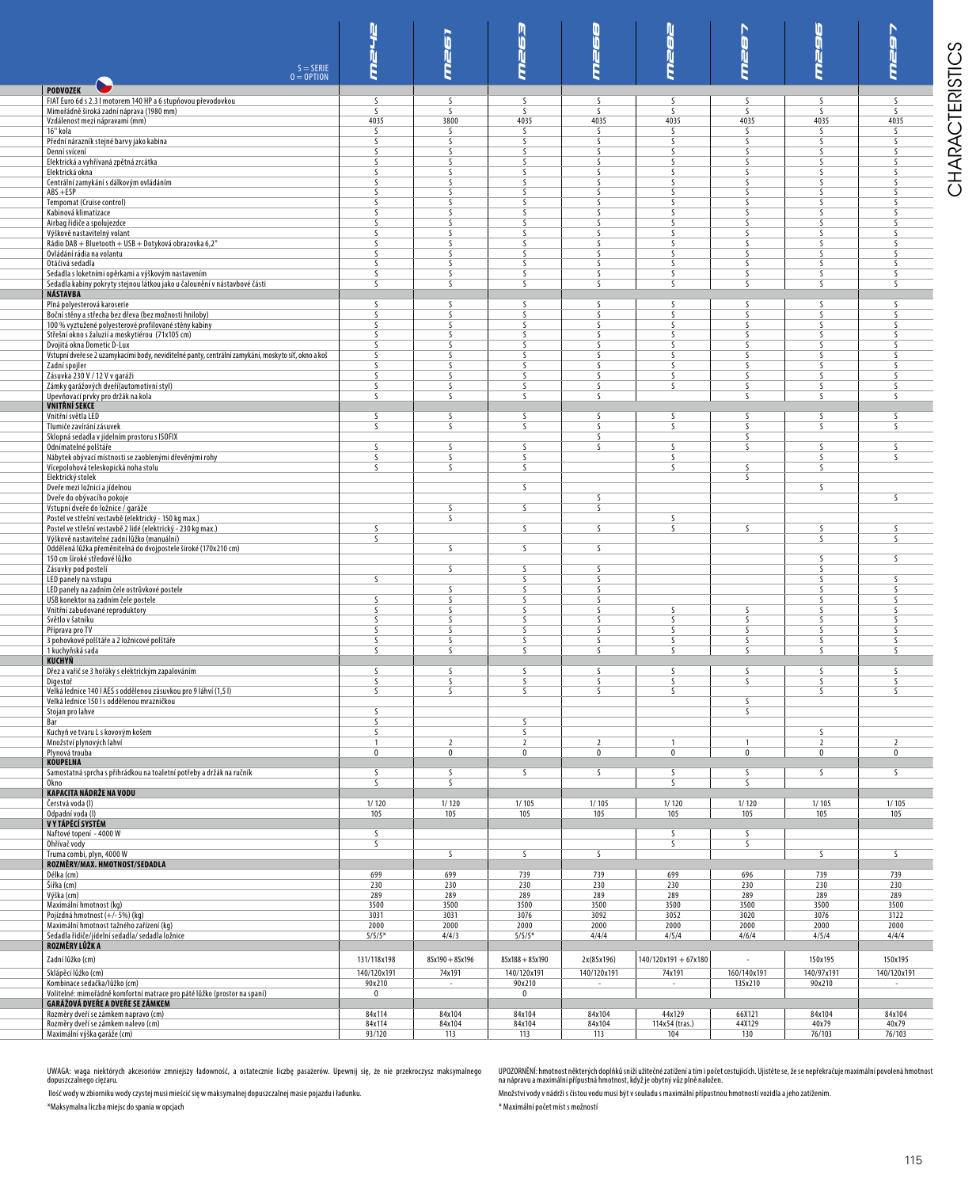| S = SERIE<br>O = OPTION | M242 | M261 | M263 | M268 | M282 | M287 | M296 | M297 |
|---|---|---|---|---|---|---|---|---|
| **PODVOZEK** | | | | | | | | |
| FIAT Euro 6d s 2.3 l motorem 140 HP a 6 stupňovou převodovkou | S | S | S | S | S | S | S | S |
| Mimořádně široká zadní náprava (1980 mm) | S | S | S | S | S | S | S | S |
| Vzdálenost mezi nápravami (mm) | 4035 | 3800 | 4035 | 4035 | 4035 | 4035 | 4035 | 4035 |
| 16'' kola | S | S | S | S | S | S | S | S |
| Přední nárazník stejné barvy jako kabina | S | S | S | S | S | S | S | S |
| Denní svícení | S | S | S | S | S | S | S | S |
| Elektrická a vyhřívaná zpětná zrcátka | S | S | S | S | S | S | S | S |
| Elektrická okna | S | S | S | S | S | S | S | S |
| Centrální zamykání s dálkovým ovládáním | S | S | S | S | S | S | S | S |
| ABS + ESP | S | S | S | S | S | S | S | S |
| Tempomat (Cruise control) | S | S | S | S | S | S | S | S |
| Kabinová klimatizace | S | S | S | S | S | S | S | S |
| Airbag řidiče a spolujezdce | S | S | S | S | S | S | S | S |
| Výškově nastavitelný volant | S | S | S | S | S | S | S | S |
| Rádio DAB + Bluetooth + USB + Dotyková obrazovka 6,2" | S | S | S | S | S | S | S | S |
| Ovládání rádia na volantu | S | S | S | S | S | S | S | S |
| Otáčivá sedadla | S | S | S | S | S | S | S | S |
| Sedadla s loketními opěrkami a výškovým nastavením | S | S | S | S | S | S | S | S |
| Sedadla kabiny pokryty stejnou látkou jako u čalounění v nástavbové části | S | S | S | S | S | S | S | S |
| **NÁSTAVBA** | | | | | | | | |
| Plná polyesterová karoserie | S | S | S | S | S | S | S | S |
| Boční stěny a střecha bez dřeva (bez možnosti hniloby) | S | S | S | S | S | S | S | S |
| 100 % vyztužené polyesterové profilované stěny kabiny | S | S | S | S | S | S | S | S |
| Střešní okno s žaluzií a moskytiérou (71x105 cm) | S | S | S | S | S | S | S | S |
| Dvojitá okna Dometic D-Lux | S | S | S | S | S | S | S | S |
| Vstupní dveře se 2 uzamykacími body, neviditelné panty, centrální zamykání, moskyto síť, okno a koš | S | S | S | S | S | S | S | S |
| Zadní spojler | S | S | S | S | S | S | S | S |
| Zásuvka 230 V / 12 V v garáži | S | S | S | S | S | S | S | S |
| Zámky garážových dveří(automotivní styl) | S | S | S | S | S | S | S | S |
| Upevňovací prvky pro držák na kola | S | S | S | S | | S | S | S |
| **VNITŘNÍ SEKCE** | | | | | | | | |
| Vnitřní světla LED | S | S | S | S | S | S | S | S |
| Tlumiče zavírání zásuvek | S | S | S | S | S | S | S | S |
| Sklopná sedadla v jídelním prostoru s ISOFIX | | | | S | | S | | |
| Odnímatelné polštáře | S | S | S | S | S | S | S | S |
| Nábytek obývací místnosti se zaoblenými dřevěnými rohy | S | S | S | | S | | S | S |
| Vícepolohová teleskopická noha stolu | S | S | S | | S | S | S | |
| Elektrický stolek | | | | | | S | | |
| Dveře mezi ložnicí a jídelnou | | | S | | | | S | |
| Dveře do obývacího pokoje | | | | S | | | | S |
| Vstupní dveře do ložnice / garáže | | S | S | S | | | | |
| Postel ve střešní vestavbě (elektrický - 150 kg max.) | | S | | | S | | | |
| Postel ve střešní vestavbě 2 lidé (elektrický - 230 kg max.) | S | | S | S | S | S | S | S |
| Výškově nastavitelné zadní lůžko (manuální) | S | | | | | | S | S |
| Oddělená lůžka přeměnitelná do dvojpostele široké (170x210 cm) | | S | S | S | | | | |
| 150 cm široké středové lůžko | | | | | | | S | S |
| Zásuvky pod postelí | | S | S | S | | | S | |
| LED panely na vstupu | S | | S | S | | | S | S |
| LED panely na zadním čele ostrůvkové postele | | S | S | S | | | S | S |
| USB konektor na zadním čele postele | S | S | S | S | | | S | S |
| Vnitřní zabudované reproduktory | S | S | S | S | S | S | S | S |
| Světlo v šatníku | S | S | S | S | S | S | S | S |
| Příprava pro TV | S | S | S | S | S | S | S | S |
| 3 pohovkové polštáře a 2 ložnicové polštáře | S | S | S | S | S | S | S | S |
| 1 kuchyňská sada | S | S | S | S | S | S | S | S |
| **KUCHYŇ** | | | | | | | | |
| Dřez a vařič se 3 hořáky s elektrickým zapalováním | S | S | S | S | S | S | S | S |
| Digestoř | S | S | S | S | S | S | S | S |
| Velká lednice 140 l AES s odděleonou zásuvkou pro 9 láhví (1,5 l) | S | S | S | S | S | | S | S |
| Velká lednice 150 l s oddělenou mrazničkou | | | | | | S | | |
| Stojan pro lahve | S | | | | | S | | |
| Bar | S | | S | | | | | |
| Kuchyň ve tvaru L s kovovým košem | S | | S | | | | S | |
| Množství plynových lahví | 1 | 2 | 2 | 2 | 1 | 1 | 2 | 2 |
| Plynová trouba | 0 | 0 | 0 | 0 | 0 | 0 | 0 | 0 |
| **KOUPELNA** | | | | | | | | |
| Samostatná sprcha s přihrádkou na toaletní potřeby a držák na ručník | S | S | S | S | S | S | S | S |
| Okno | S | S | | | S | S | | |
| **KAPACITA NÁDRŽE NA VODU** | | | | | | | | |
| Čerstvá voda (l) | 1/ 120 | 1/ 120 | 1/ 105 | 1/ 105 | 1/ 120 | 1/ 120 | 1/ 105 | 1/ 105 |
| Odpadní voda (l) | 105 | 105 | 105 | 105 | 105 | 105 | 105 | 105 |
| **VYTÁPĚCÍ SYSTÉM** | | | | | | | | |
| Naftové topení - 4000 W | S | | | | S | S | | |
| Ohřívač vody | S | | | | S | S | | |
| Truma combi, plyn, 4000 W | | S | S | S | | | S | S |
| **ROZMĚRY/MAX. HMOTNOST/SEDADLA** | | | | | | | | |
| Délka (cm) | 699 | 699 | 739 | 739 | 699 | 696 | 739 | 739 |
| Šířka (cm) | 230 | 230 | 230 | 230 | 230 | 230 | 230 | 230 |
| Výška (cm) | 289 | 289 | 289 | 289 | 289 | 289 | 289 | 289 |
| Maximální hmotnost (kg) | 3500 | 3500 | 3500 | 3500 | 3500 | 3500 | 3500 | 3500 |
| Pojízdná hmotnost (+/- 5%) (kg) | 3031 | 3031 | 3076 | 3092 | 3052 | 3020 | 3076 | 3122 |
| Maximální hmotnost tažného zařízení (kg) | 2000 | 2000 | 2000 | 2000 | 2000 | 2000 | 2000 | 2000 |
| Sedadla řidiče/jídelní sedadla/ sedadla ložnice | 5/5/5* | 4/4/3 | 5/5/5* | 4/4/4 | 4/5/4 | 4/6/4 | 4/5/4 | 4/4/4 |
| **ROZMĚRY LŮŽKA** | | | | | | | | |
| Zadní lůžko (cm) | 131/118x198 | 85x190 + 85x196 | 85x188 + 85x190 | 2x(85x196) | 140/120x191 + 67x180 | - | 150x195 | 150x195 |
| Sklápěcí lůžko (cm) | 140/120x191 | 74x191 | 140/120x191 | 140/120x191 | 74x191 | 160/140x191 | 140/97x191 | 140/120x191 |
| Kombinace sedačka/lůžko (cm) | 90x210 | - | 90x210 | - | - | 135x210 | 90x210 | - |
| Volitelné: mimořádně komfortní matrace pro páté lůžko (prostor na spaní) | 0 | | 0 | | | | | |
| **GARÁŽOVÁ DVEŘE A DVEŘE SE ZÁMKEM** | | | | | | | | |
| Rozměry dveří se zámkem napravo (cm) | 84x114 | 84x104 | 84x104 | 84x104 | 44x129 | 66X121 | 84x104 | 84x104 |
| Rozměry dveří se zámkem nalevo (cm) | 84x114 | 84x104 | 84x104 | 84x104 | 114x54 (tras.) | 44X129 | 40x79 | 40x79 |
| Maximální výška garáže (cm) | 93/120 | 113 | 113 | 113 | 104 | 130 | 76/103 | 76/103 |

UWAGA: waga niektórych akcesoriów zmniejszy ładowność, a ostatecznie liczbę pasażerów. Upewnij się, że nie przekroczysz maksymalnego dopuszczalnego ciężaru.

Ilość wody w zbiorniku wody czystej musi mieścić się w maksymalnej dopuszczalnej masie pojazdu i ładunku.

*Maksymalna liczba miejsc do spania w opcjach

UPOZORNĚNÍ: hmotnost některých doplňků sníží užitečné zatížení a tím i počet cestujících. Ujistěte se, že se nepřekračuje maximální povolená hmotnost na nápravu a maximální přípustná hmotnost, když je obytný vůz plně naložen.

Množství vody v nádrži s čistou vodou musí být v souladu s maximální přípustnou hmotností vozidla a jeho zatížením.

* Maximální počet míst s možností